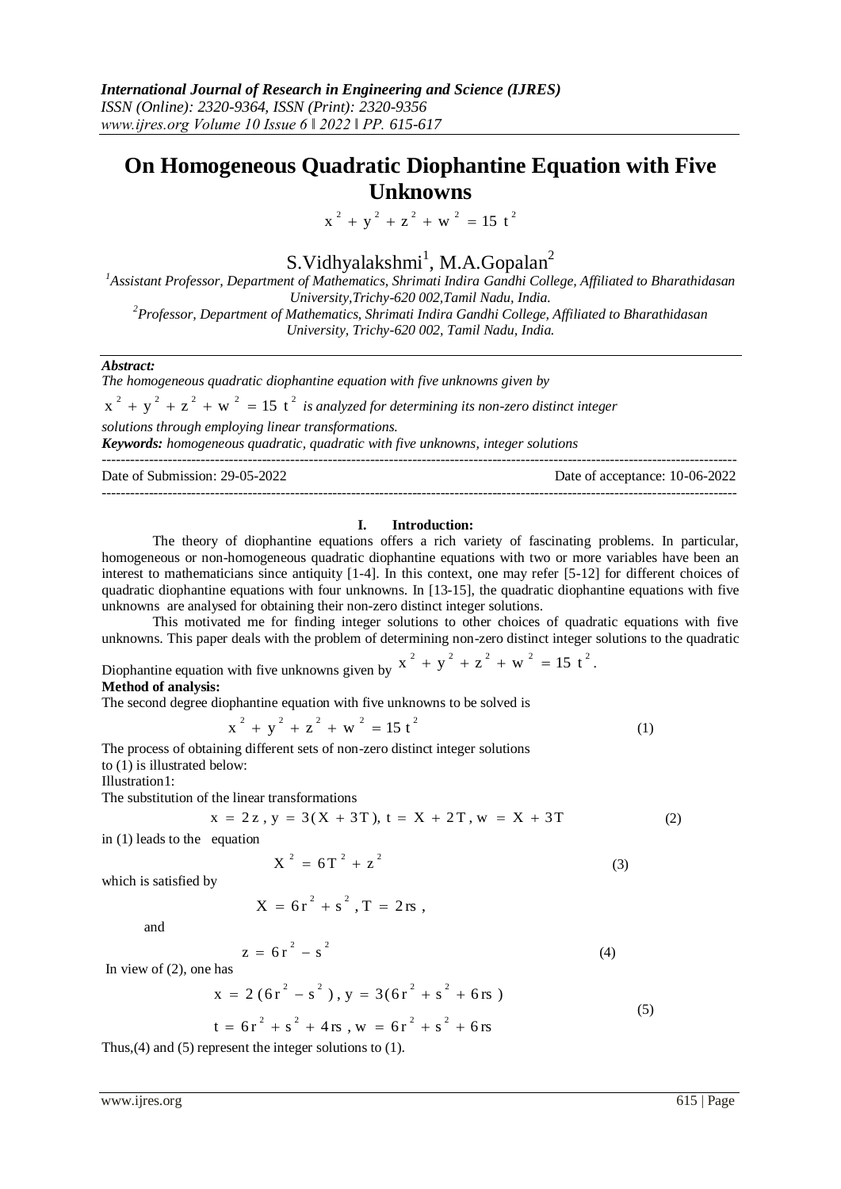# On Homogeneous Quadratic Diophantine Equation with Five Unknowns

$$x^2 + y^2 + z^2 + w^2 = 15\,t^2$$

S.Vidhyalakshmi[1], M.A.Gopalan[2]

[1]*Assistant Professor, Department of Mathematics, Shrimati Indira Gandhi College, Affiliated to Bharathidasan University,Trichy-620 002,Tamil Nadu, India.*

[2]*Professor, Department of Mathematics, Shrimati Indira Gandhi College, Affiliated to Bharathidasan University, Trichy-620 002, Tamil Nadu, India.*

***Abstract:***

*The homogeneous quadratic diophantine equation with five unknowns given by $x^2 + y^2 + z^2 + w^2 = 15\,t^2$ is analyzed for determining its non-zero distinct integer solutions through employing linear transformations.*

***Keywords:*** *homogeneous quadratic, quadratic with five unknowns, integer solutions*

Date of Submission: 29-05-2022 Date of acceptance: 10-06-2022

## I. Introduction:

The theory of diophantine equations offers a rich variety of fascinating problems. In particular, homogeneous or non-homogeneous quadratic diophantine equations with two or more variables have been an interest to mathematicians since antiquity [1-4]. In this context, one may refer [5-12] for different choices of quadratic diophantine equations with four unknowns. In [13-15], the quadratic diophantine equations with five unknowns are analysed for obtaining their non-zero distinct integer solutions.

This motivated me for finding integer solutions to other choices of quadratic equations with five unknowns. This paper deals with the problem of determining non-zero distinct integer solutions to the quadratic Diophantine equation with five unknowns given by $x^2 + y^2 + z^2 + w^2 = 15\,t^2$.

**Method of analysis:**

The second degree diophantine equation with five unknowns to be solved is

$$x^2 + y^2 + z^2 + w^2 = 15\,t^2 \tag{1}$$

The process of obtaining different sets of non-zero distinct integer solutions to (1) is illustrated below:

Illustration1:

The substitution of the linear transformations

$$x = 2z,\; y = 3(X + 3T),\; t = X + 2T,\; w = X + 3T \tag{2}$$

in (1) leads to the equation

$$X^2 = 6T^2 + z^2 \tag{3}$$

which is satisfied by

$$X = 6r^2 + s^2,\; T = 2rs,$$

and

$$z = 6r^2 - s^2 \tag{4}$$

In view of (2), one has

$$\begin{aligned} x &= 2(6r^2 - s^2),\; y = 3(6r^2 + s^2 + 6rs) \\ t &= 6r^2 + s^2 + 4rs,\; w = 6r^2 + s^2 + 6rs \end{aligned} \tag{5}$$

Thus,(4) and (5) represent the integer solutions to (1).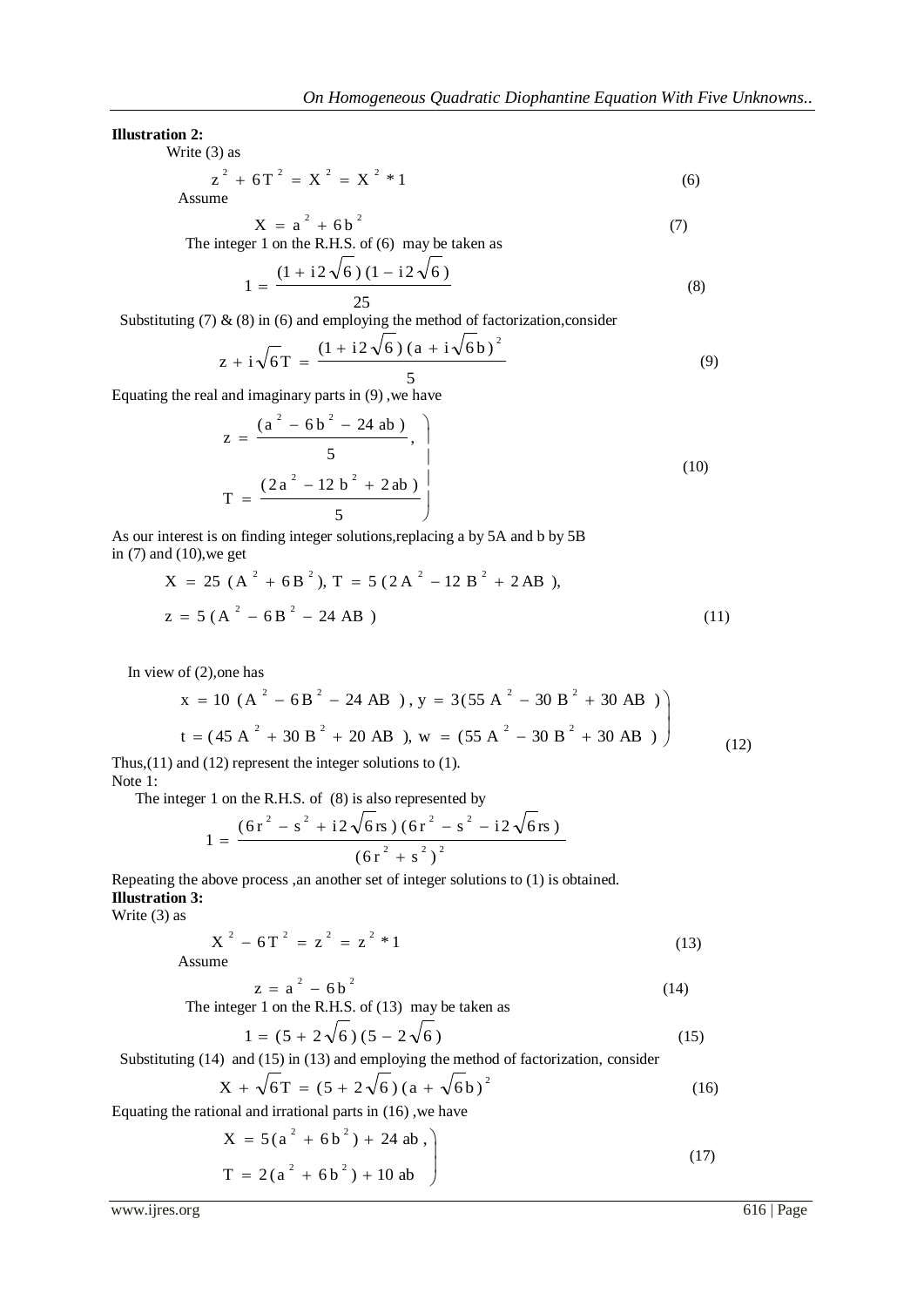**Illustration 2:**

Write (3) as

$$z^2 + 6T^2 = X^2 = X^2 * 1 \tag{6}$$

Assume

$$X = a^2 + 6b^2 \tag{7}$$

The integer 1 on the R.H.S. of (6) may be taken as

$$1 = \frac{(1 + i2\sqrt{6})(1 - i2\sqrt{6})}{25} \tag{8}$$

Substituting (7) & (8) in (6) and employing the method of factorization,consider

$$z + i\sqrt{6}T = \frac{(1 + i2\sqrt{6})(a + i\sqrt{6}b)^2}{5} \tag{9}$$

Equating the real and imaginary parts in (9) ,we have

$$\left.\begin{aligned} z &= \frac{(a^2 - 6b^2 - 24\,ab)}{5}, \\ T &= \frac{(2a^2 - 12\,b^2 + 2ab)}{5} \end{aligned}\right\} \tag{10}$$

As our interest is on finding integer solutions,replacing a by 5A and b by 5B in (7) and (10),we get

$$X = 25\,(A^2 + 6B^2),\ T = 5\,(2A^2 - 12\,B^2 + 2AB),$$

$$z = 5\,(A^2 - 6B^2 - 24\,AB) \tag{11}$$

In view of (2),one has

$$\left.\begin{aligned} x &= 10\,(A^2 - 6B^2 - 24\,AB),\ y = 3(55\,A^2 - 30\,B^2 + 30\,AB) \\ t &= (45\,A^2 + 30\,B^2 + 20\,AB),\ w = (55\,A^2 - 30\,B^2 + 30\,AB) \end{aligned}\right\} \tag{12}$$

Thus,(11) and (12) represent the integer solutions to (1).

Note 1:

The integer 1 on the R.H.S. of (8) is also represented by

$$1 = \frac{(6r^2 - s^2 + i2\sqrt{6}rs)(6r^2 - s^2 - i2\sqrt{6}rs)}{(6r^2 + s^2)^2}$$

Repeating the above process ,an another set of integer solutions to (1) is obtained.

**Illustration 3:**

Write (3) as

$$X^2 - 6T^2 = z^2 = z^2 * 1 \tag{13}$$

Assume

$$z = a^2 - 6b^2 \tag{14}$$

The integer 1 on the R.H.S. of (13) may be taken as

$$1 = (5 + 2\sqrt{6})(5 - 2\sqrt{6}) \tag{15}$$

Substituting (14) and (15) in (13) and employing the method of factorization, consider

$$X + \sqrt{6}T = (5 + 2\sqrt{6})(a + \sqrt{6}b)^2 \tag{16}$$

Equating the rational and irrational parts in (16) ,we have

$$\left.\begin{aligned} X &= 5(a^2 + 6b^2) + 24\,ab, \\ T &= 2(a^2 + 6b^2) + 10\,ab \end{aligned}\right\} \tag{17}$$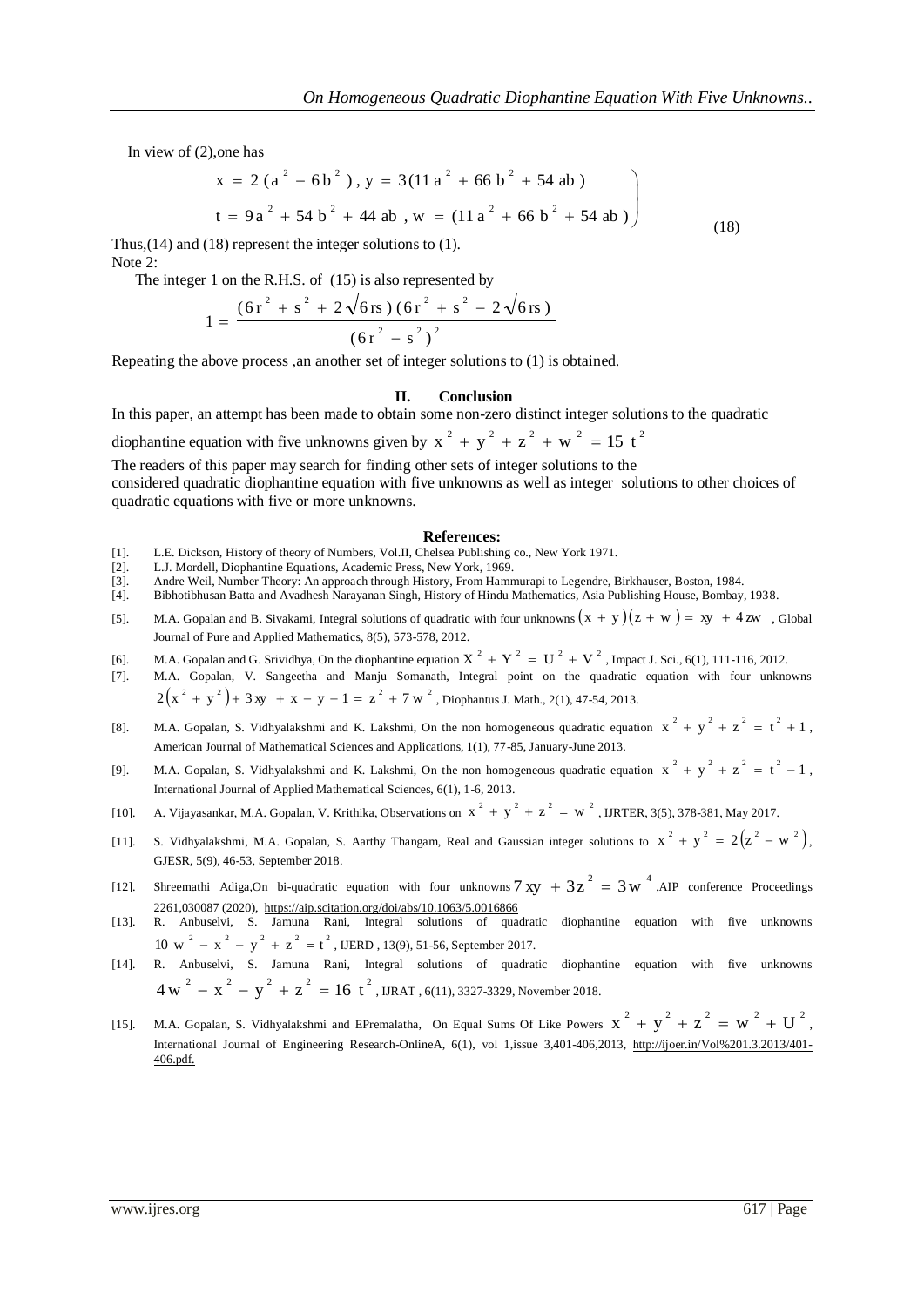In view of (2),one has

$$
\left.\begin{aligned}
x &= 2(a^2 - 6b^2),\ y = 3(11a^2 + 66b^2 + 54ab) \\
t &= 9a^2 + 54b^2 + 44ab,\ w = (11a^2 + 66b^2 + 54ab)
\end{aligned}\right\} \quad (18)
$$

Thus,(14) and (18) represent the integer solutions to (1).

Note 2:

The integer 1 on the R.H.S. of (15) is also represented by

$$
1 = \frac{(6r^2 + s^2 + 2\sqrt{6}rs)(6r^2 + s^2 - 2\sqrt{6}rs)}{(6r^2 - s^2)^2}
$$

Repeating the above process ,an another set of integer solutions to (1) is obtained.

## II. Conclusion

In this paper, an attempt has been made to obtain some non-zero distinct integer solutions to the quadratic diophantine equation with five unknowns given by $x^2 + y^2 + z^2 + w^2 = 15\ t^2$

The readers of this paper may search for finding other sets of integer solutions to the considered quadratic diophantine equation with five unknowns as well as integer solutions to other choices of quadratic equations with five or more unknowns.

## References:

[1]. L.E. Dickson, History of theory of Numbers, Vol.II, Chelsea Publishing co., New York 1971.

[2]. L.J. Mordell, Diophantine Equations, Academic Press, New York, 1969.

[3]. Andre Weil, Number Theory: An approach through History, From Hammurapi to Legendre, Birkhauser, Boston, 1984.

[4]. Bibhotibhusan Batta and Avadhesh Narayanan Singh, History of Hindu Mathematics, Asia Publishing House, Bombay, 1938.

[5]. M.A. Gopalan and B. Sivakami, Integral solutions of quadratic with four unknowns $(x + y)(z + w) = xy + 4zw$ , Global Journal of Pure and Applied Mathematics, 8(5), 573-578, 2012.

[6]. M.A. Gopalan and G. Srividhya, On the diophantine equation $X^2 + Y^2 = U^2 + V^2$, Impact J. Sci., 6(1), 111-116, 2012.

[7]. M.A. Gopalan, V. Sangeetha and Manju Somanath, Integral point on the quadratic equation with four unknowns $2(x^2 + y^2) + 3xy + x - y + 1 = z^2 + 7w^2$, Diophantus J. Math., 2(1), 47-54, 2013.

[8]. M.A. Gopalan, S. Vidhyalakshmi and K. Lakshmi, On the non homogeneous quadratic equation $x^2 + y^2 + z^2 = t^2 + 1$, American Journal of Mathematical Sciences and Applications, 1(1), 77-85, January-June 2013.

[9]. M.A. Gopalan, S. Vidhyalakshmi and K. Lakshmi, On the non homogeneous quadratic equation $x^2 + y^2 + z^2 = t^2 - 1$, International Journal of Applied Mathematical Sciences, 6(1), 1-6, 2013.

[10]. A. Vijayasankar, M.A. Gopalan, V. Krithika, Observations on $x^2 + y^2 + z^2 = w^2$, IJRTER, 3(5), 378-381, May 2017.

[11]. S. Vidhyalakshmi, M.A. Gopalan, S. Aarthy Thangam, Real and Gaussian integer solutions to $x^2 + y^2 = 2(z^2 - w^2)$, GJESR, 5(9), 46-53, September 2018.

[12]. Shreemathi Adiga,On bi-quadratic equation with four unknowns $7xy + 3z^2 = 3w^4$,AIP conference Proceedings 2261,030087 (2020), https://aip.scitation.org/doi/abs/10.1063/5.0016866

[13]. R. Anbuselvi, S. Jamuna Rani, Integral solutions of quadratic diophantine equation with five unknowns $10w^2 - x^2 - y^2 + z^2 = t^2$, IJERD , 13(9), 51-56, September 2017.

[14]. R. Anbuselvi, S. Jamuna Rani, Integral solutions of quadratic diophantine equation with five unknowns $4w^2 - x^2 - y^2 + z^2 = 16\ t^2$, IJRAT , 6(11), 3327-3329, November 2018.

[15]. M.A. Gopalan, S. Vidhyalakshmi and EPremalatha, On Equal Sums Of Like Powers $x^2 + y^2 + z^2 = w^2 + U^2$, International Journal of Engineering Research-OnlineA, 6(1), vol 1,issue 3,401-406,2013, http://ijoer.in/Vol%201.3.2013/401-406.pdf.